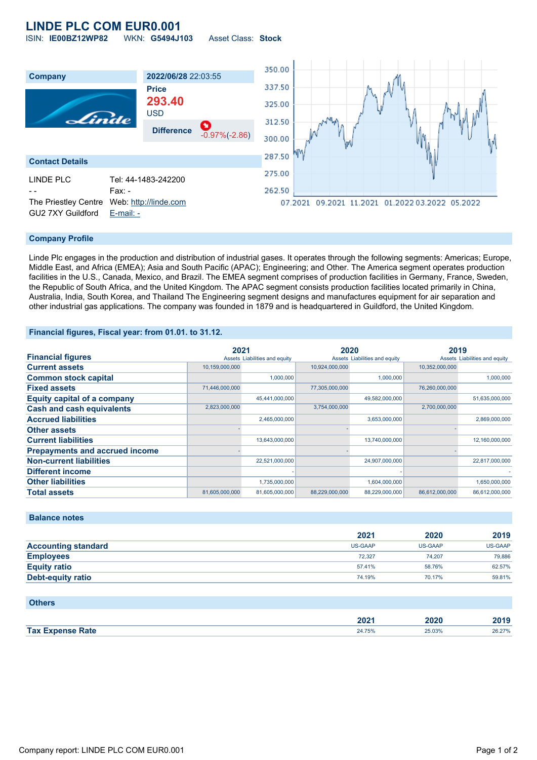# LINDE PLC COM EUR0.001

ISIN: **IE00BZ12WP82** WKN: **G5494J103** Asset Class: **Stock**

## Company

**2022/06/28** 22:03:55

**Price**

**293.40**

USD

**Difference** -0.97%(-2.86)

## Contact Details

LINDE PLC
- -
The Priestley Centre
GU2 7XY Guildford

Tel: 44-1483-242200
Fax: -
Web: http://linde.com
E-mail: -

## Company Profile

Linde Plc engages in the production and distribution of industrial gases. It operates through the following segments: Americas; Europe, Middle East, and Africa (EMEA); Asia and South Pacific (APAC); Engineering; and Other. The America segment operates production facilities in the U.S., Canada, Mexico, and Brazil. The EMEA segment comprises of production facilities in Germany, France, Sweden, the Republic of South Africa, and the United Kingdom. The APAC segment consists production facilities located primarily in China, Australia, India, South Korea, and Thailand The Engineering segment designs and manufactures equipment for air separation and other industrial gas applications. The company was founded in 1879 and is headquartered in Guildford, the United Kingdom.

## Financial figures, Fiscal year: from 01.01. to 31.12.

| Financial figures | 2021 | | 2020 | | 2019 | |
|---|---|---|---|---|---|---|
| | Assets | Liabilities and equity | Assets | Liabilities and equity | Assets | Liabilities and equity |
| **Current assets** | 10,159,000,000 | | 10,924,000,000 | | 10,352,000,000 | |
| **Common stock capital** | | 1,000,000 | | 1,000,000 | | 1,000,000 |
| **Fixed assets** | 71,446,000,000 | | 77,305,000,000 | | 76,260,000,000 | |
| **Equity capital of a company** | | 45,441,000,000 | | 49,582,000,000 | | 51,635,000,000 |
| **Cash and cash equivalents** | 2,823,000,000 | | 3,754,000,000 | | 2,700,000,000 | |
| **Accrued liabilities** | | 2,465,000,000 | | 3,653,000,000 | | 2,869,000,000 |
| **Other assets** | - | | - | | - | |
| **Current liabilities** | | 13,643,000,000 | | 13,740,000,000 | | 12,160,000,000 |
| **Prepayments and accrued income** | - | | - | | - | |
| **Non-current liabilities** | | 22,521,000,000 | | 24,907,000,000 | | 22,817,000,000 |
| **Different income** | | - | | - | | - |
| **Other liabilities** | | 1,735,000,000 | | 1,604,000,000 | | 1,650,000,000 |
| **Total assets** | 81,605,000,000 | 81,605,000,000 | 88,229,000,000 | 88,229,000,000 | 86,612,000,000 | 86,612,000,000 |

## Balance notes

| | 2021 | 2020 | 2019 |
|---|---|---|---|
| **Accounting standard** | US-GAAP | US-GAAP | US-GAAP |
| **Employees** | 72,327 | 74,207 | 79,886 |
| **Equity ratio** | 57.41% | 58.76% | 62.57% |
| **Debt-equity ratio** | 74.19% | 70.17% | 59.81% |

## Others

| | 2021 | 2020 | 2019 |
|---|---|---|---|
| **Tax Expense Rate** | 24.75% | 25.03% | 26.27% |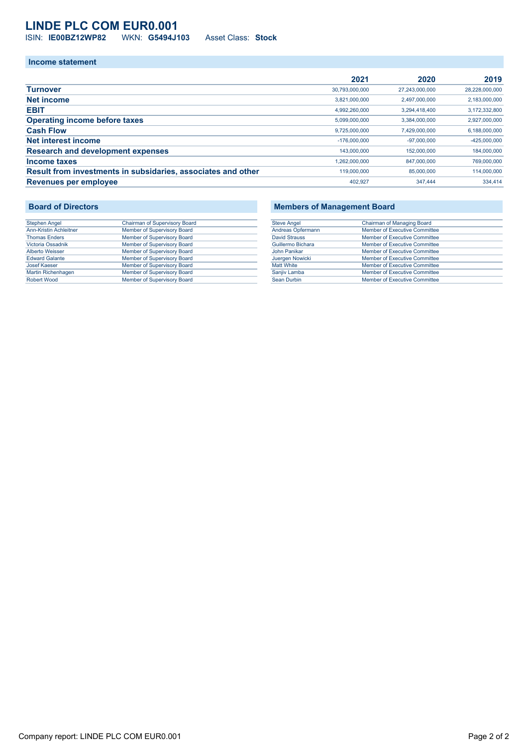# LINDE PLC COM EUR0.001

ISIN: **IE00BZ12WP82** WKN: **G5494J103** Asset Class: **Stock**

## Income statement

| | 2021 | 2020 | 2019 |
|---|---|---|---|
| **Turnover** | 30,793,000,000 | 27,243,000,000 | 28,228,000,000 |
| **Net income** | 3,821,000,000 | 2,497,000,000 | 2,183,000,000 |
| **EBIT** | 4,992,260,000 | 3,294,418,400 | 3,172,332,800 |
| **Operating income before taxes** | 5,099,000,000 | 3,384,000,000 | 2,927,000,000 |
| **Cash Flow** | 9,725,000,000 | 7,429,000,000 | 6,188,000,000 |
| **Net interest income** | -176,000,000 | -97,000,000 | -425,000,000 |
| **Research and development expenses** | 143,000,000 | 152,000,000 | 184,000,000 |
| **Income taxes** | 1,262,000,000 | 847,000,000 | 769,000,000 |
| **Result from investments in subsidaries, associates and other** | 119,000,000 | 85,000,000 | 114,000,000 |
| **Revenues per employee** | 402,927 | 347,444 | 334,414 |

## Board of Directors

| | |
|---|---|
| Stephen Angel | Chairman of Supervisory Board |
| Ann-Kristin Achleitner | Member of Supervisory Board |
| Thomas Enders | Member of Supervisory Board |
| Victoria Ossadnik | Member of Supervisory Board |
| Alberto Weisser | Member of Supervisory Board |
| Edward Galante | Member of Supervisory Board |
| Josef Kaeser | Member of Supervisory Board |
| Martin Richenhagen | Member of Supervisory Board |
| Robert Wood | Member of Supervisory Board |

## Members of Management Board

| | |
|---|---|
| Steve Angel | Chairman of Managing Board |
| Andreas Opfermann | Member of Executive Committee |
| David Strauss | Member of Executive Committee |
| Guillermo Bichara | Member of Executive Committee |
| John Panikar | Member of Executive Committee |
| Juergen Nowicki | Member of Executive Committee |
| Matt White | Member of Executive Committee |
| Sanjiv Lamba | Member of Executive Committee |
| Sean Durbin | Member of Executive Committee |